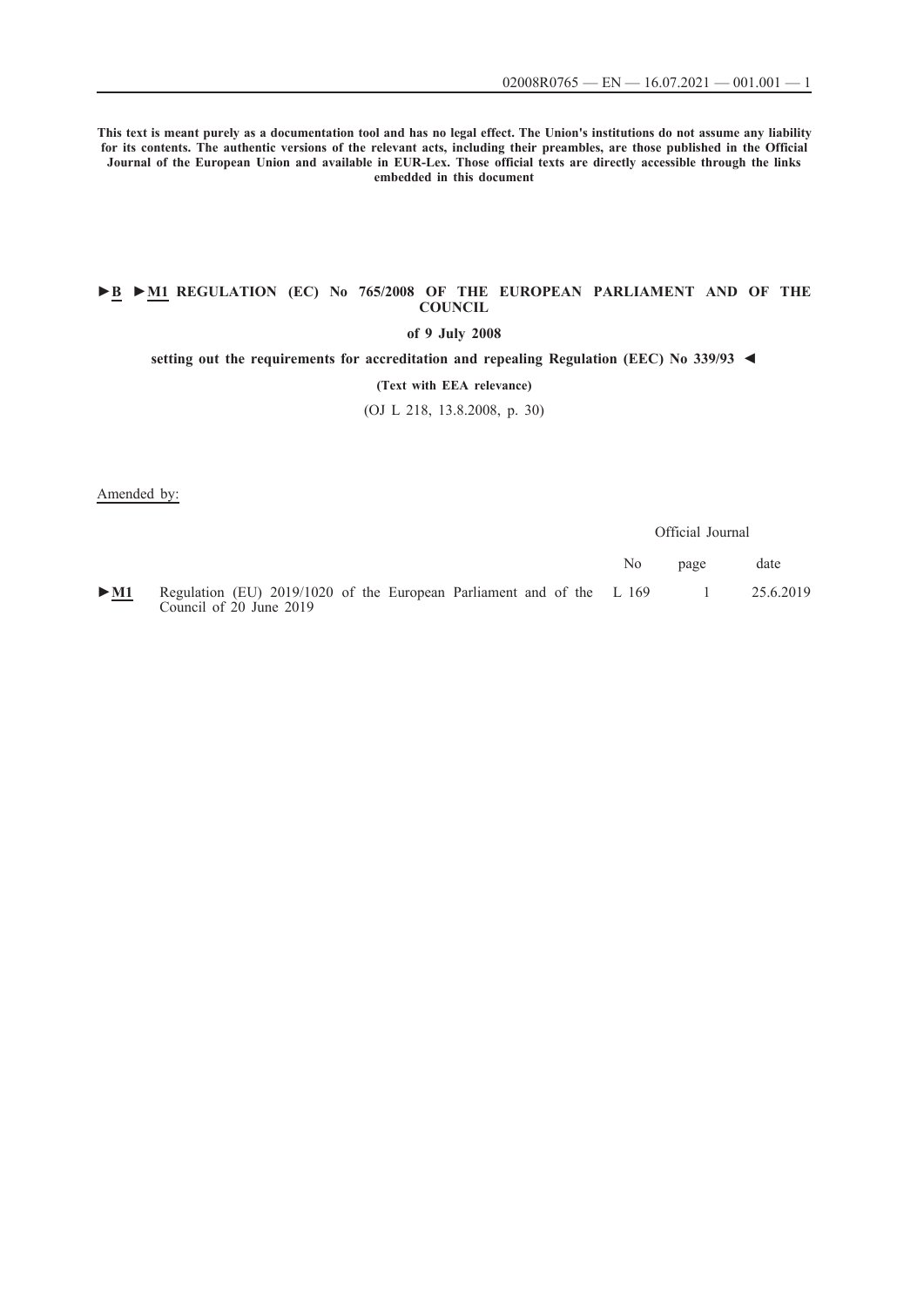This text is meant purely as a documentation tool and has no legal effect. The Union's institutions do not assume any liability for its contents. The authentic versions of the relevant acts, including their preambles, are those published in the Official Journal of the European Union and available in EUR-Lex. Those official texts are directly accessible through the links embedded in this document

# ►B ►M1 REGULATION (EC) No 765/2008 OF THE EUROPEAN PARLIAMENT AND OF THE COUNCIL

**of 9 July 2008**

**setting out the requirements for accreditation and repealing Regulation (EEC) No 339/93 ◄**

**(Text with EEA relevance)**

(OJ L 218, 13.8.2008, p. 30)

Amended by:

| | | Official Journal | | |
|---|---|---|---|---|
| | | No | page | date |
| ►M1 | Regulation (EU) 2019/1020 of the European Parliament and of the Council of 20 June 2019 | L 169 | 1 | 25.6.2019 |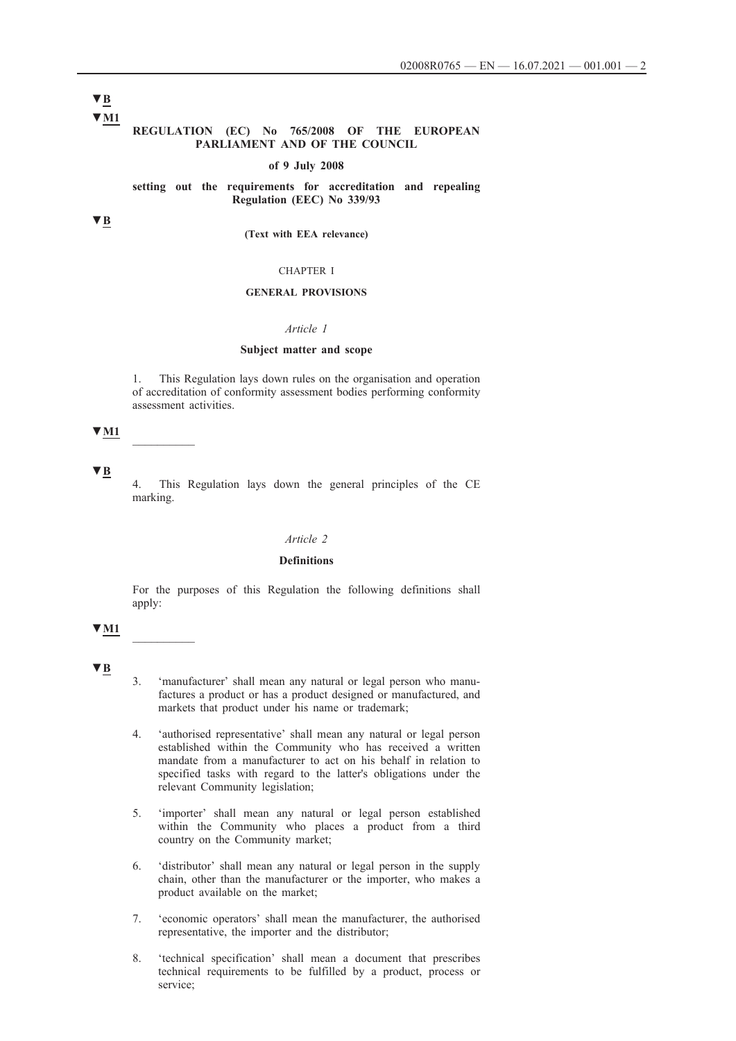▼B

▼M1

**REGULATION (EC) No 765/2008 OF THE EUROPEAN PARLIAMENT AND OF THE COUNCIL**

**of 9 July 2008**

**setting out the requirements for accreditation and repealing Regulation (EEC) No 339/93**

▼B

**(Text with EEA relevance)**

CHAPTER I

**GENERAL PROVISIONS**

*Article 1*

**Subject matter and scope**

1. This Regulation lays down rules on the organisation and operation of accreditation of conformity assessment bodies performing conformity assessment activities.

▼M1

__________

▼B

4. This Regulation lays down the general principles of the CE marking.

*Article 2*

**Definitions**

For the purposes of this Regulation the following definitions shall apply:

▼M1

__________

▼B

3. 'manufacturer' shall mean any natural or legal person who manufactures a product or has a product designed or manufactured, and markets that product under his name or trademark;

4. 'authorised representative' shall mean any natural or legal person established within the Community who has received a written mandate from a manufacturer to act on his behalf in relation to specified tasks with regard to the latter's obligations under the relevant Community legislation;

5. 'importer' shall mean any natural or legal person established within the Community who places a product from a third country on the Community market;

6. 'distributor' shall mean any natural or legal person in the supply chain, other than the manufacturer or the importer, who makes a product available on the market;

7. 'economic operators' shall mean the manufacturer, the authorised representative, the importer and the distributor;

8. 'technical specification' shall mean a document that prescribes technical requirements to be fulfilled by a product, process or service;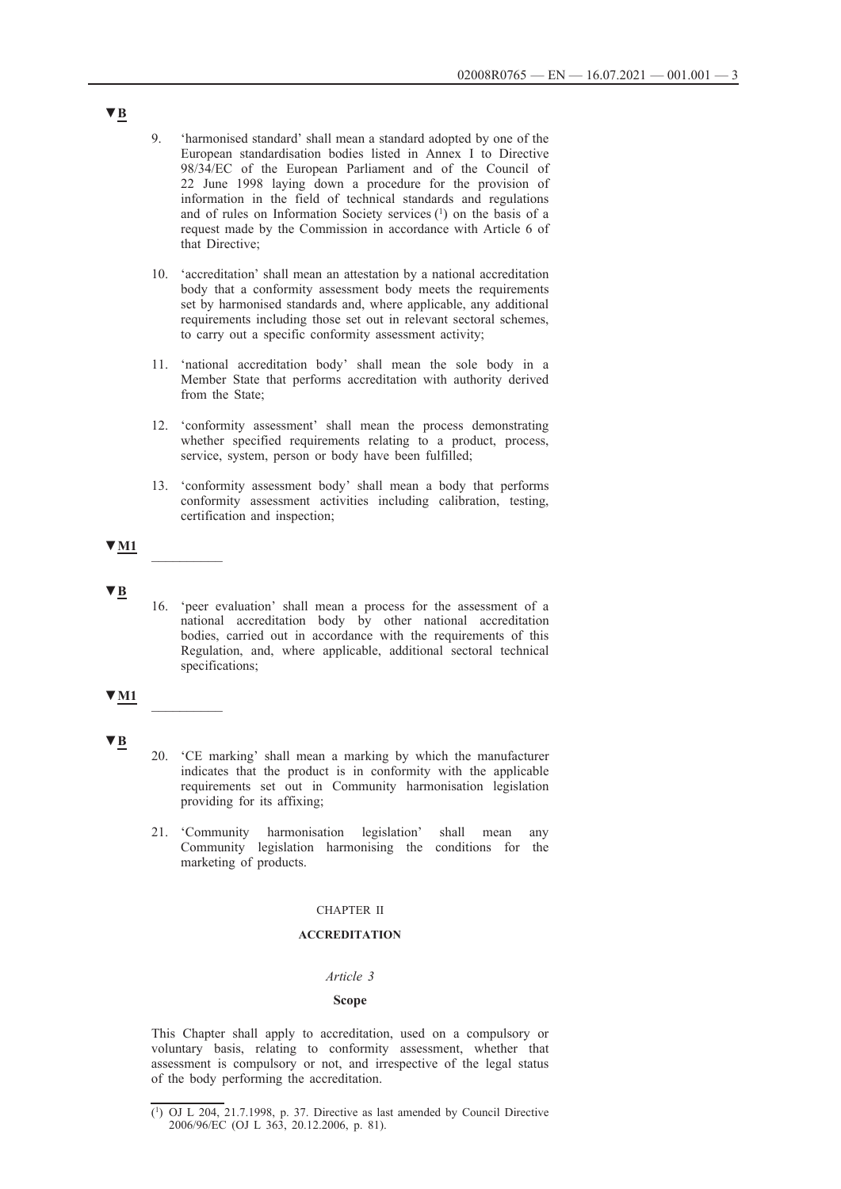▼B

9. 'harmonised standard' shall mean a standard adopted by one of the European standardisation bodies listed in Annex I to Directive 98/34/EC of the European Parliament and of the Council of 22 June 1998 laying down a procedure for the provision of information in the field of technical standards and regulations and of rules on Information Society services [1] on the basis of a request made by the Commission in accordance with Article 6 of that Directive;

10. 'accreditation' shall mean an attestation by a national accreditation body that a conformity assessment body meets the requirements set by harmonised standards and, where applicable, any additional requirements including those set out in relevant sectoral schemes, to carry out a specific conformity assessment activity;

11. 'national accreditation body' shall mean the sole body in a Member State that performs accreditation with authority derived from the State;

12. 'conformity assessment' shall mean the process demonstrating whether specified requirements relating to a product, process, service, system, person or body have been fulfilled;

13. 'conformity assessment body' shall mean a body that performs conformity assessment activities including calibration, testing, certification and inspection;

▼M1

__________

▼B

16. 'peer evaluation' shall mean a process for the assessment of a national accreditation body by other national accreditation bodies, carried out in accordance with the requirements of this Regulation, and, where applicable, additional sectoral technical specifications;

▼M1

__________

▼B

20. 'CE marking' shall mean a marking by which the manufacturer indicates that the product is in conformity with the applicable requirements set out in Community harmonisation legislation providing for its affixing;

21. 'Community harmonisation legislation' shall mean any Community legislation harmonising the conditions for the marketing of products.

## CHAPTER II

## ACCREDITATION

### *Article 3*

### Scope

This Chapter shall apply to accreditation, used on a compulsory or voluntary basis, relating to conformity assessment, whether that assessment is compulsory or not, and irrespective of the legal status of the body performing the accreditation.

[1] OJ L 204, 21.7.1998, p. 37. Directive as last amended by Council Directive 2006/96/EC (OJ L 363, 20.12.2006, p. 81).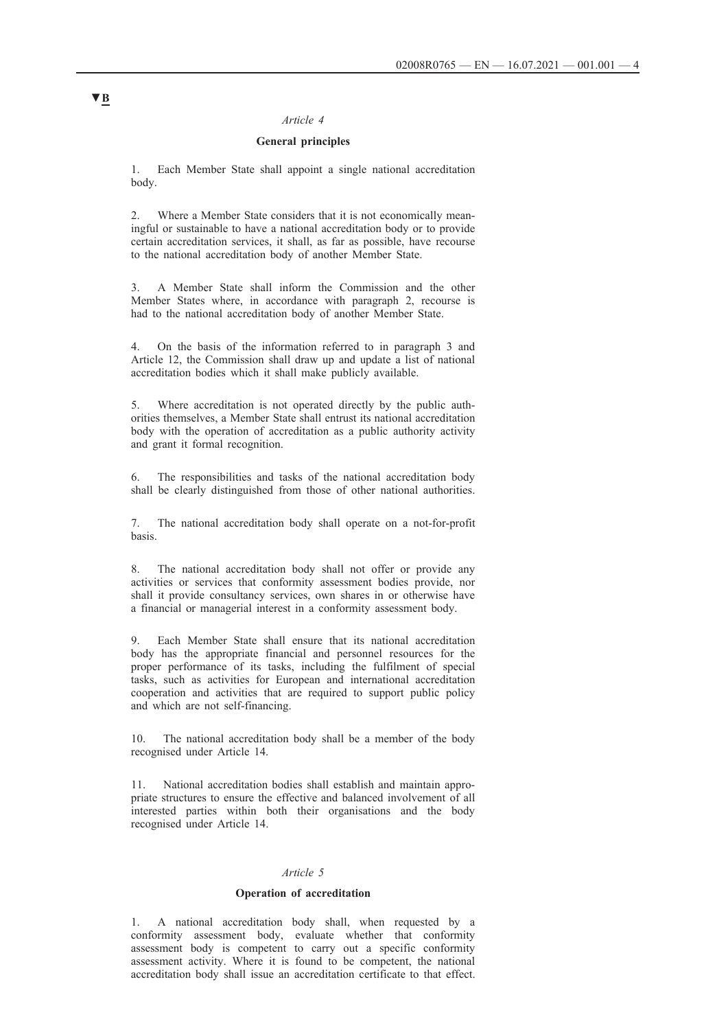▼B

*Article 4*

**General principles**

1. Each Member State shall appoint a single national accreditation body.

2. Where a Member State considers that it is not economically meaningful or sustainable to have a national accreditation body or to provide certain accreditation services, it shall, as far as possible, have recourse to the national accreditation body of another Member State.

3. A Member State shall inform the Commission and the other Member States where, in accordance with paragraph 2, recourse is had to the national accreditation body of another Member State.

4. On the basis of the information referred to in paragraph 3 and Article 12, the Commission shall draw up and update a list of national accreditation bodies which it shall make publicly available.

5. Where accreditation is not operated directly by the public authorities themselves, a Member State shall entrust its national accreditation body with the operation of accreditation as a public authority activity and grant it formal recognition.

6. The responsibilities and tasks of the national accreditation body shall be clearly distinguished from those of other national authorities.

7. The national accreditation body shall operate on a not-for-profit basis.

8. The national accreditation body shall not offer or provide any activities or services that conformity assessment bodies provide, nor shall it provide consultancy services, own shares in or otherwise have a financial or managerial interest in a conformity assessment body.

9. Each Member State shall ensure that its national accreditation body has the appropriate financial and personnel resources for the proper performance of its tasks, including the fulfilment of special tasks, such as activities for European and international accreditation cooperation and activities that are required to support public policy and which are not self-financing.

10. The national accreditation body shall be a member of the body recognised under Article 14.

11. National accreditation bodies shall establish and maintain appropriate structures to ensure the effective and balanced involvement of all interested parties within both their organisations and the body recognised under Article 14.

*Article 5*

**Operation of accreditation**

1. A national accreditation body shall, when requested by a conformity assessment body, evaluate whether that conformity assessment body is competent to carry out a specific conformity assessment activity. Where it is found to be competent, the national accreditation body shall issue an accreditation certificate to that effect.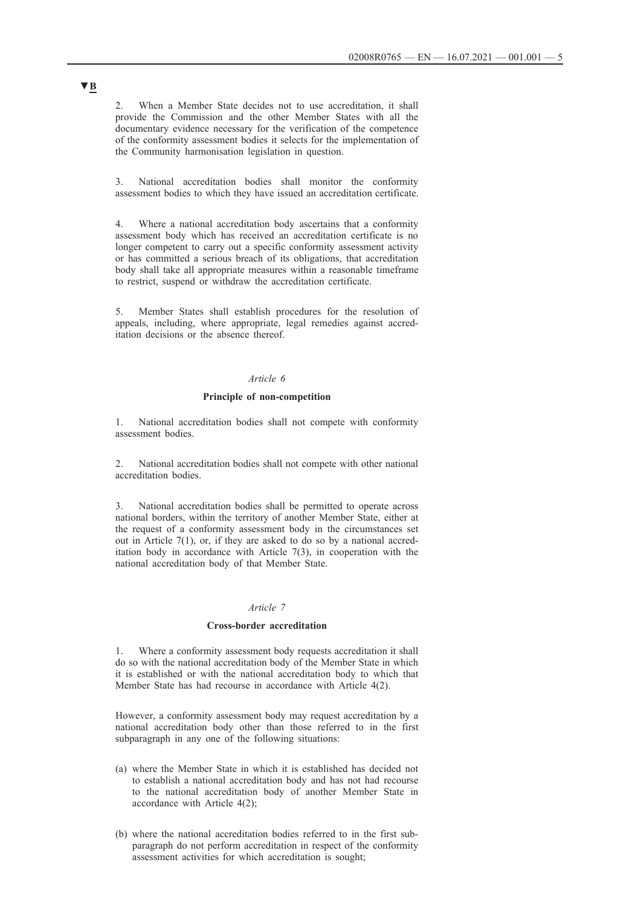▼B

2. When a Member State decides not to use accreditation, it shall provide the Commission and the other Member States with all the documentary evidence necessary for the verification of the competence of the conformity assessment bodies it selects for the implementation of the Community harmonisation legislation in question.

3. National accreditation bodies shall monitor the conformity assessment bodies to which they have issued an accreditation certificate.

4. Where a national accreditation body ascertains that a conformity assessment body which has received an accreditation certificate is no longer competent to carry out a specific conformity assessment activity or has committed a serious breach of its obligations, that accreditation body shall take all appropriate measures within a reasonable timeframe to restrict, suspend or withdraw the accreditation certificate.

5. Member States shall establish procedures for the resolution of appeals, including, where appropriate, legal remedies against accreditation decisions or the absence thereof.

*Article 6*

**Principle of non-competition**

1. National accreditation bodies shall not compete with conformity assessment bodies.

2. National accreditation bodies shall not compete with other national accreditation bodies.

3. National accreditation bodies shall be permitted to operate across national borders, within the territory of another Member State, either at the request of a conformity assessment body in the circumstances set out in Article 7(1), or, if they are asked to do so by a national accreditation body in accordance with Article 7(3), in cooperation with the national accreditation body of that Member State.

*Article 7*

**Cross-border accreditation**

1. Where a conformity assessment body requests accreditation it shall do so with the national accreditation body of the Member State in which it is established or with the national accreditation body to which that Member State has had recourse in accordance with Article 4(2).

However, a conformity assessment body may request accreditation by a national accreditation body other than those referred to in the first subparagraph in any one of the following situations:

(a) where the Member State in which it is established has decided not to establish a national accreditation body and has not had recourse to the national accreditation body of another Member State in accordance with Article 4(2);

(b) where the national accreditation bodies referred to in the first subparagraph do not perform accreditation in respect of the conformity assessment activities for which accreditation is sought;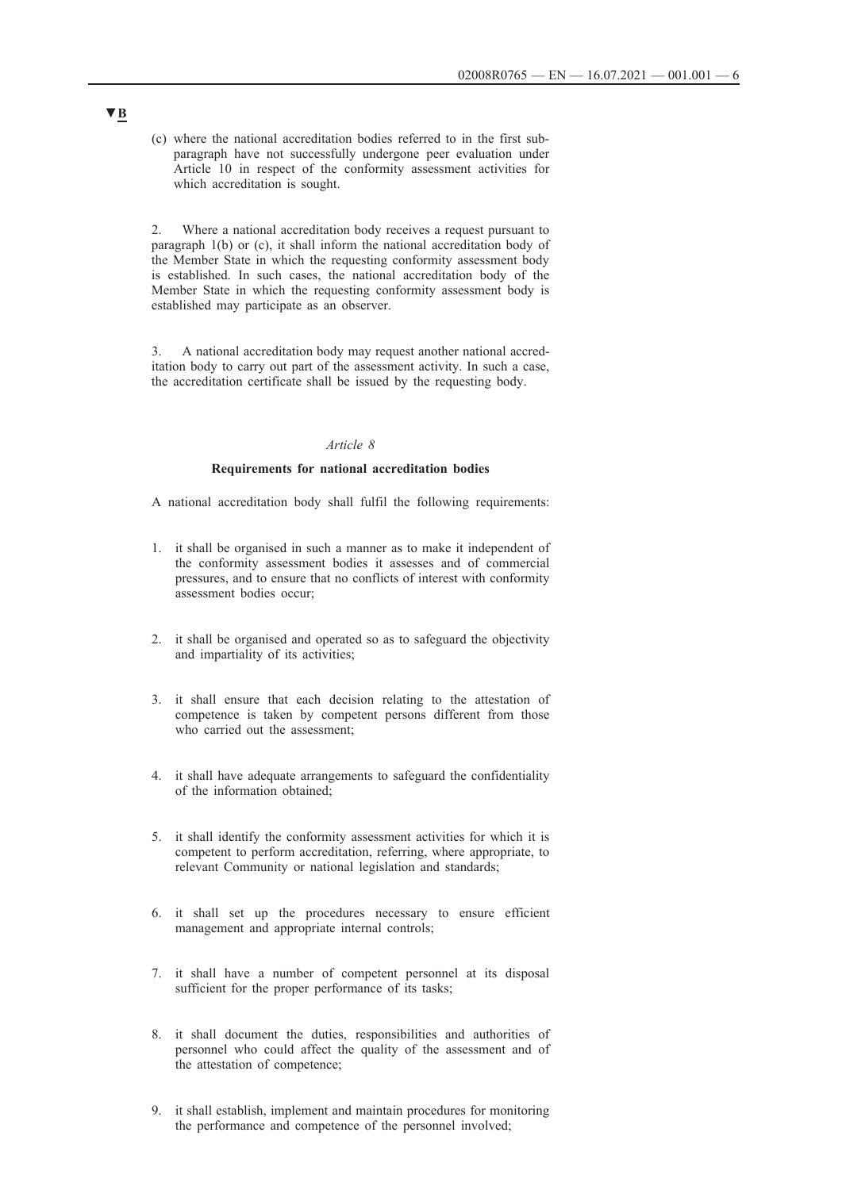▼B

(c) where the national accreditation bodies referred to in the first subparagraph have not successfully undergone peer evaluation under Article 10 in respect of the conformity assessment activities for which accreditation is sought.

2. Where a national accreditation body receives a request pursuant to paragraph 1(b) or (c), it shall inform the national accreditation body of the Member State in which the requesting conformity assessment body is established. In such cases, the national accreditation body of the Member State in which the requesting conformity assessment body is established may participate as an observer.

3. A national accreditation body may request another national accreditation body to carry out part of the assessment activity. In such a case, the accreditation certificate shall be issued by the requesting body.

*Article 8*

**Requirements for national accreditation bodies**

A national accreditation body shall fulfil the following requirements:

1. it shall be organised in such a manner as to make it independent of the conformity assessment bodies it assesses and of commercial pressures, and to ensure that no conflicts of interest with conformity assessment bodies occur;

2. it shall be organised and operated so as to safeguard the objectivity and impartiality of its activities;

3. it shall ensure that each decision relating to the attestation of competence is taken by competent persons different from those who carried out the assessment;

4. it shall have adequate arrangements to safeguard the confidentiality of the information obtained;

5. it shall identify the conformity assessment activities for which it is competent to perform accreditation, referring, where appropriate, to relevant Community or national legislation and standards;

6. it shall set up the procedures necessary to ensure efficient management and appropriate internal controls;

7. it shall have a number of competent personnel at its disposal sufficient for the proper performance of its tasks;

8. it shall document the duties, responsibilities and authorities of personnel who could affect the quality of the assessment and of the attestation of competence;

9. it shall establish, implement and maintain procedures for monitoring the performance and competence of the personnel involved;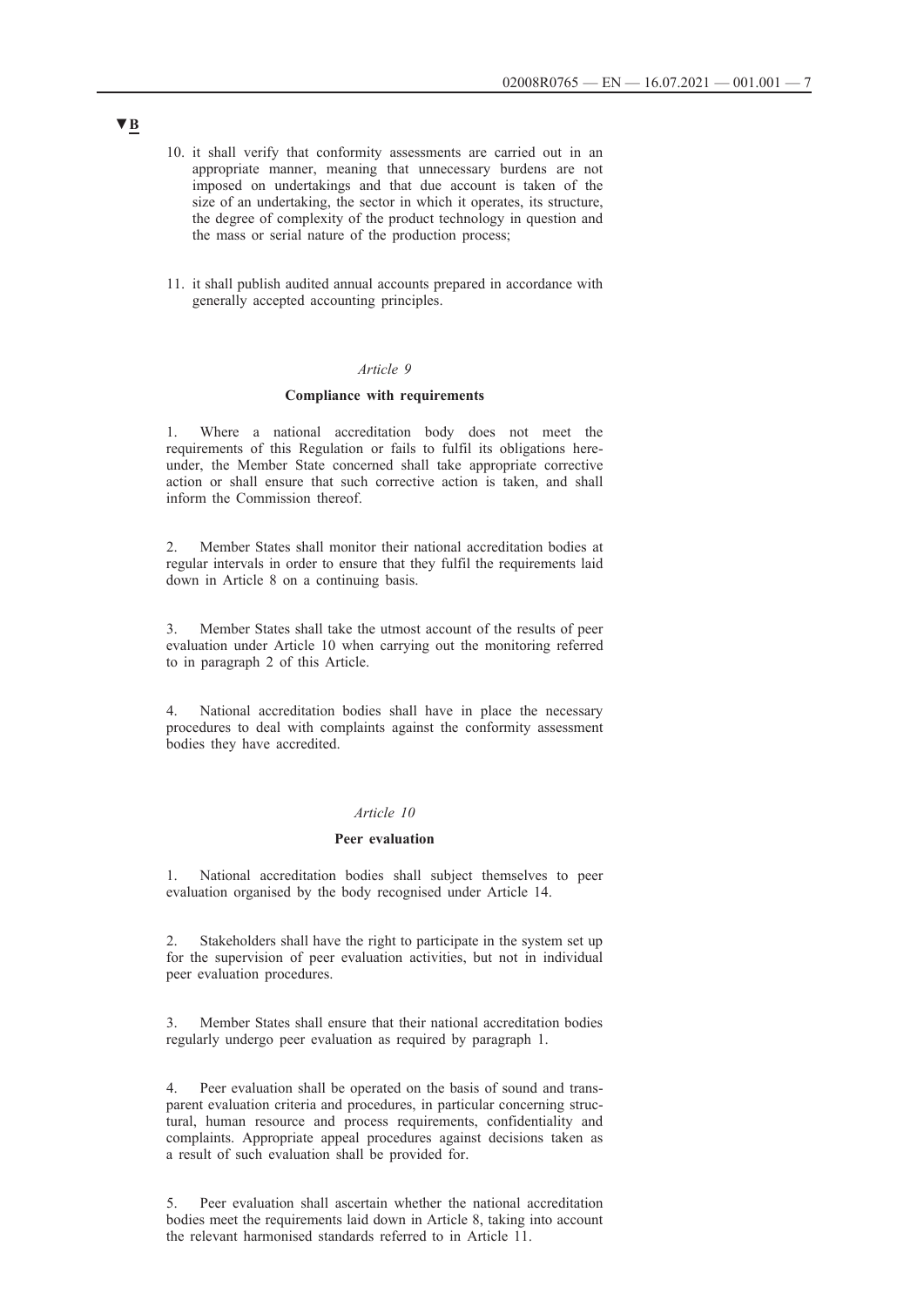▼B

10. it shall verify that conformity assessments are carried out in an appropriate manner, meaning that unnecessary burdens are not imposed on undertakings and that due account is taken of the size of an undertaking, the sector in which it operates, its structure, the degree of complexity of the product technology in question and the mass or serial nature of the production process;

11. it shall publish audited annual accounts prepared in accordance with generally accepted accounting principles.

*Article 9*

**Compliance with requirements**

1. Where a national accreditation body does not meet the requirements of this Regulation or fails to fulfil its obligations hereunder, the Member State concerned shall take appropriate corrective action or shall ensure that such corrective action is taken, and shall inform the Commission thereof.

2. Member States shall monitor their national accreditation bodies at regular intervals in order to ensure that they fulfil the requirements laid down in Article 8 on a continuing basis.

3. Member States shall take the utmost account of the results of peer evaluation under Article 10 when carrying out the monitoring referred to in paragraph 2 of this Article.

4. National accreditation bodies shall have in place the necessary procedures to deal with complaints against the conformity assessment bodies they have accredited.

*Article 10*

**Peer evaluation**

1. National accreditation bodies shall subject themselves to peer evaluation organised by the body recognised under Article 14.

2. Stakeholders shall have the right to participate in the system set up for the supervision of peer evaluation activities, but not in individual peer evaluation procedures.

3. Member States shall ensure that their national accreditation bodies regularly undergo peer evaluation as required by paragraph 1.

4. Peer evaluation shall be operated on the basis of sound and transparent evaluation criteria and procedures, in particular concerning structural, human resource and process requirements, confidentiality and complaints. Appropriate appeal procedures against decisions taken as a result of such evaluation shall be provided for.

5. Peer evaluation shall ascertain whether the national accreditation bodies meet the requirements laid down in Article 8, taking into account the relevant harmonised standards referred to in Article 11.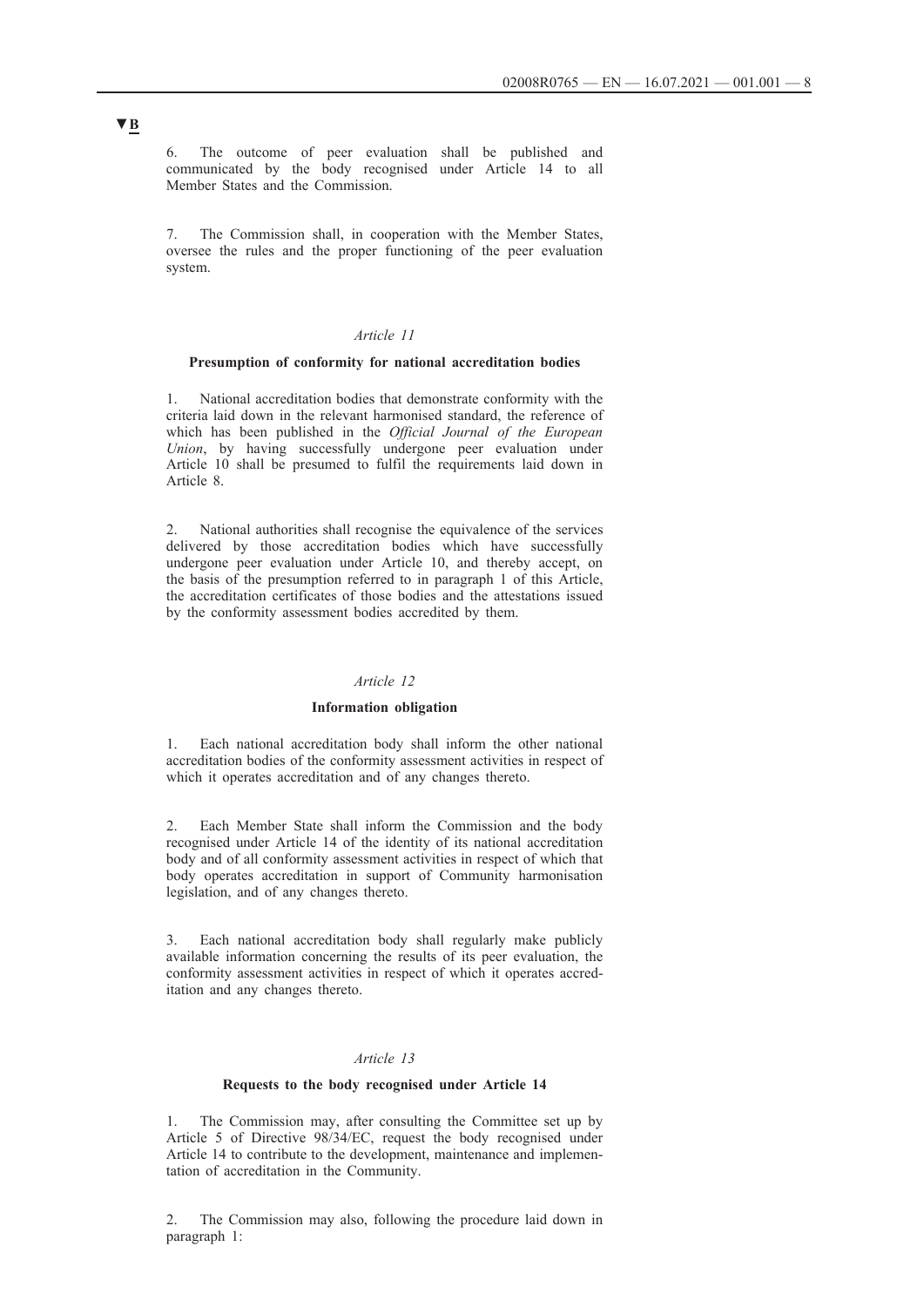▼B

6. The outcome of peer evaluation shall be published and communicated by the body recognised under Article 14 to all Member States and the Commission.

7. The Commission shall, in cooperation with the Member States, oversee the rules and the proper functioning of the peer evaluation system.

*Article 11*

**Presumption of conformity for national accreditation bodies**

1. National accreditation bodies that demonstrate conformity with the criteria laid down in the relevant harmonised standard, the reference of which has been published in the *Official Journal of the European Union*, by having successfully undergone peer evaluation under Article 10 shall be presumed to fulfil the requirements laid down in Article 8.

2. National authorities shall recognise the equivalence of the services delivered by those accreditation bodies which have successfully undergone peer evaluation under Article 10, and thereby accept, on the basis of the presumption referred to in paragraph 1 of this Article, the accreditation certificates of those bodies and the attestations issued by the conformity assessment bodies accredited by them.

*Article 12*

**Information obligation**

1. Each national accreditation body shall inform the other national accreditation bodies of the conformity assessment activities in respect of which it operates accreditation and of any changes thereto.

2. Each Member State shall inform the Commission and the body recognised under Article 14 of the identity of its national accreditation body and of all conformity assessment activities in respect of which that body operates accreditation in support of Community harmonisation legislation, and of any changes thereto.

3. Each national accreditation body shall regularly make publicly available information concerning the results of its peer evaluation, the conformity assessment activities in respect of which it operates accreditation and any changes thereto.

*Article 13*

**Requests to the body recognised under Article 14**

1. The Commission may, after consulting the Committee set up by Article 5 of Directive 98/34/EC, request the body recognised under Article 14 to contribute to the development, maintenance and implementation of accreditation in the Community.

2. The Commission may also, following the procedure laid down in paragraph 1: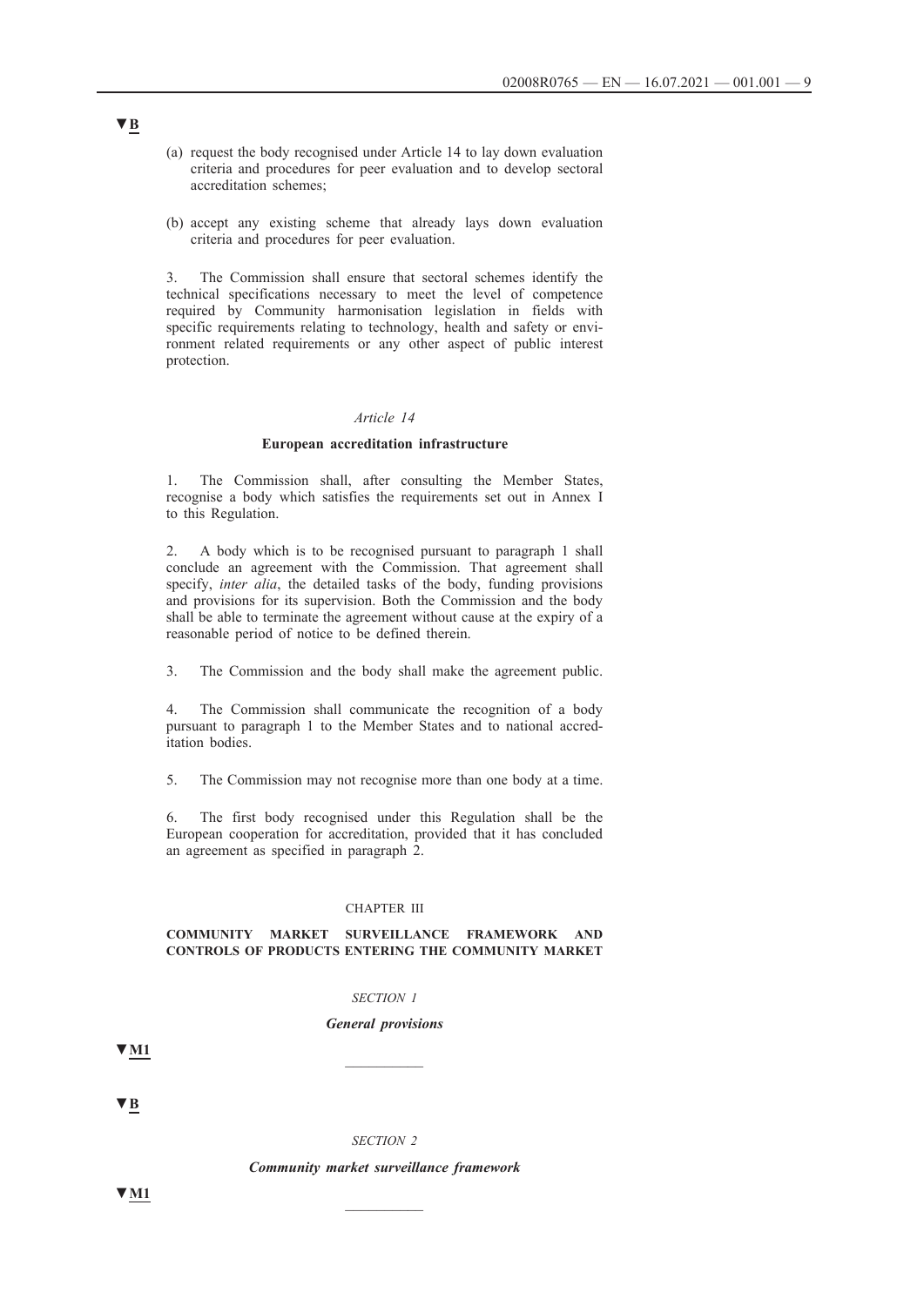▼B

(a) request the body recognised under Article 14 to lay down evaluation criteria and procedures for peer evaluation and to develop sectoral accreditation schemes;

(b) accept any existing scheme that already lays down evaluation criteria and procedures for peer evaluation.

3. The Commission shall ensure that sectoral schemes identify the technical specifications necessary to meet the level of competence required by Community harmonisation legislation in fields with specific requirements relating to technology, health and safety or environment related requirements or any other aspect of public interest protection.

*Article 14*

**European accreditation infrastructure**

1. The Commission shall, after consulting the Member States, recognise a body which satisfies the requirements set out in Annex I to this Regulation.

2. A body which is to be recognised pursuant to paragraph 1 shall conclude an agreement with the Commission. That agreement shall specify, *inter alia*, the detailed tasks of the body, funding provisions and provisions for its supervision. Both the Commission and the body shall be able to terminate the agreement without cause at the expiry of a reasonable period of notice to be defined therein.

3. The Commission and the body shall make the agreement public.

4. The Commission shall communicate the recognition of a body pursuant to paragraph 1 to the Member States and to national accreditation bodies.

5. The Commission may not recognise more than one body at a time.

6. The first body recognised under this Regulation shall be the European cooperation for accreditation, provided that it has concluded an agreement as specified in paragraph 2.

CHAPTER III

**COMMUNITY MARKET SURVEILLANCE FRAMEWORK AND CONTROLS OF PRODUCTS ENTERING THE COMMUNITY MARKET**

*SECTION 1*

***General provisions***

▼M1

\_\_\_\_\_\_\_\_\_\_

▼B

*SECTION 2*

***Community market surveillance framework***

▼M1

\_\_\_\_\_\_\_\_\_\_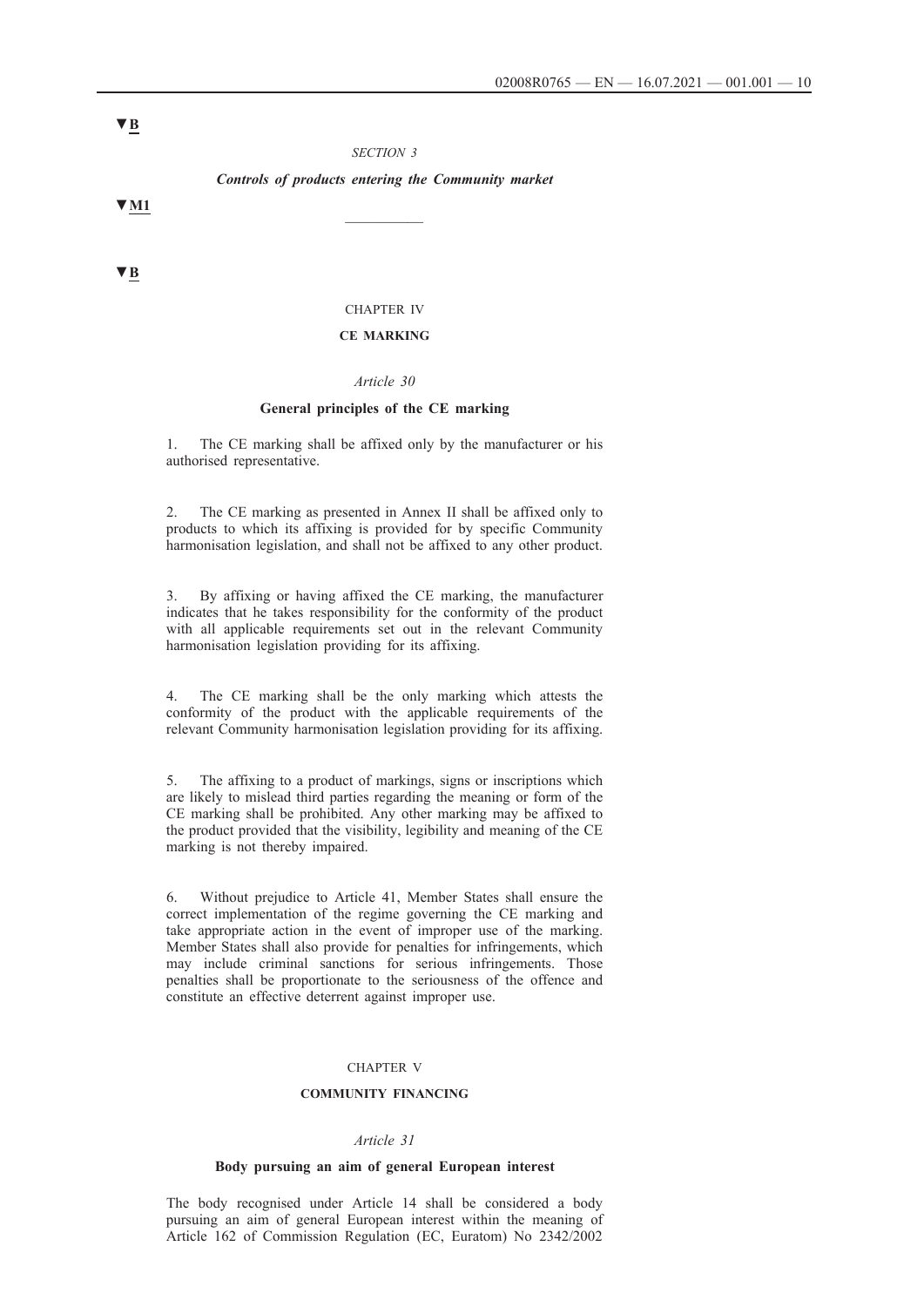▼B

*SECTION 3*

***Controls of products entering the Community market***

▼M1

__________

▼B

CHAPTER IV

**CE MARKING**

*Article 30*

**General principles of the CE marking**

1. The CE marking shall be affixed only by the manufacturer or his authorised representative.

2. The CE marking as presented in Annex II shall be affixed only to products to which its affixing is provided for by specific Community harmonisation legislation, and shall not be affixed to any other product.

3. By affixing or having affixed the CE marking, the manufacturer indicates that he takes responsibility for the conformity of the product with all applicable requirements set out in the relevant Community harmonisation legislation providing for its affixing.

4. The CE marking shall be the only marking which attests the conformity of the product with the applicable requirements of the relevant Community harmonisation legislation providing for its affixing.

5. The affixing to a product of markings, signs or inscriptions which are likely to mislead third parties regarding the meaning or form of the CE marking shall be prohibited. Any other marking may be affixed to the product provided that the visibility, legibility and meaning of the CE marking is not thereby impaired.

6. Without prejudice to Article 41, Member States shall ensure the correct implementation of the regime governing the CE marking and take appropriate action in the event of improper use of the marking. Member States shall also provide for penalties for infringements, which may include criminal sanctions for serious infringements. Those penalties shall be proportionate to the seriousness of the offence and constitute an effective deterrent against improper use.

CHAPTER V

**COMMUNITY FINANCING**

*Article 31*

**Body pursuing an aim of general European interest**

The body recognised under Article 14 shall be considered a body pursuing an aim of general European interest within the meaning of Article 162 of Commission Regulation (EC, Euratom) No 2342/2002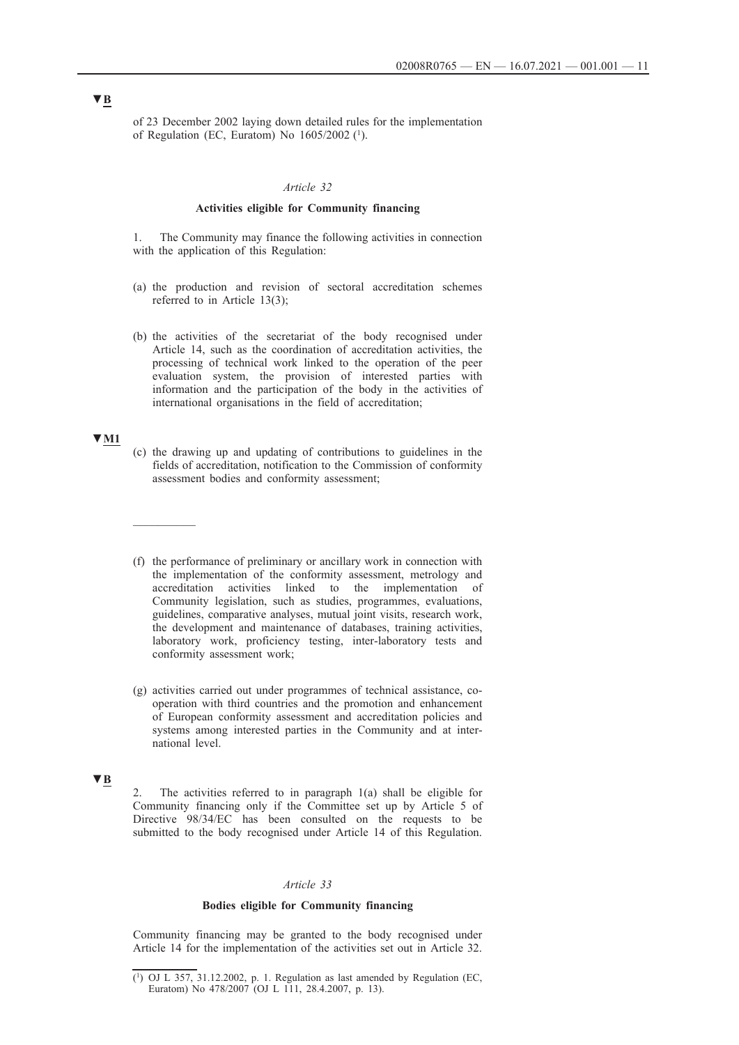▼B

of 23 December 2002 laying down detailed rules for the implementation of Regulation (EC, Euratom) No 1605/2002 [1].

*Article 32*

**Activities eligible for Community financing**

1. The Community may finance the following activities in connection with the application of this Regulation:

(a) the production and revision of sectoral accreditation schemes referred to in Article 13(3);

(b) the activities of the secretariat of the body recognised under Article 14, such as the coordination of accreditation activities, the processing of technical work linked to the operation of the peer evaluation system, the provision of interested parties with information and the participation of the body in the activities of international organisations in the field of accreditation;

▼M1

(c) the drawing up and updating of contributions to guidelines in the fields of accreditation, notification to the Commission of conformity assessment bodies and conformity assessment;

————

(f) the performance of preliminary or ancillary work in connection with the implementation of the conformity assessment, metrology and accreditation activities linked to the implementation of Community legislation, such as studies, programmes, evaluations, guidelines, comparative analyses, mutual joint visits, research work, the development and maintenance of databases, training activities, laboratory work, proficiency testing, inter-laboratory tests and conformity assessment work;

(g) activities carried out under programmes of technical assistance, co-operation with third countries and the promotion and enhancement of European conformity assessment and accreditation policies and systems among interested parties in the Community and at international level.

▼B

2. The activities referred to in paragraph 1(a) shall be eligible for Community financing only if the Committee set up by Article 5 of Directive 98/34/EC has been consulted on the requests to be submitted to the body recognised under Article 14 of this Regulation.

*Article 33*

**Bodies eligible for Community financing**

Community financing may be granted to the body recognised under Article 14 for the implementation of the activities set out in Article 32.

[1] OJ L 357, 31.12.2002, p. 1. Regulation as last amended by Regulation (EC, Euratom) No 478/2007 (OJ L 111, 28.4.2007, p. 13).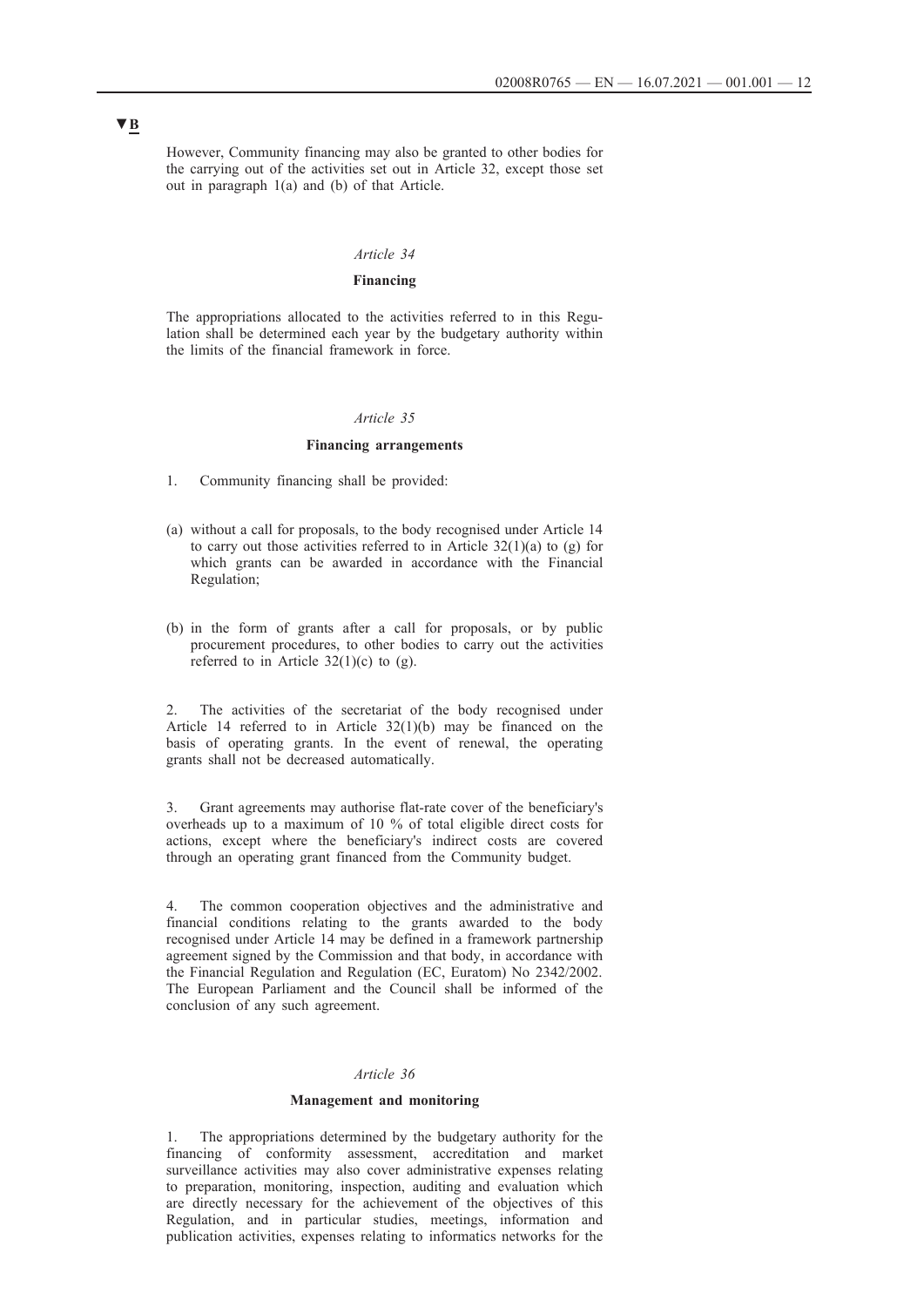▼B

However, Community financing may also be granted to other bodies for the carrying out of the activities set out in Article 32, except those set out in paragraph 1(a) and (b) of that Article.

*Article 34*

**Financing**

The appropriations allocated to the activities referred to in this Regulation shall be determined each year by the budgetary authority within the limits of the financial framework in force.

*Article 35*

**Financing arrangements**

1. Community financing shall be provided:

(a) without a call for proposals, to the body recognised under Article 14 to carry out those activities referred to in Article 32(1)(a) to (g) for which grants can be awarded in accordance with the Financial Regulation;

(b) in the form of grants after a call for proposals, or by public procurement procedures, to other bodies to carry out the activities referred to in Article 32(1)(c) to (g).

2. The activities of the secretariat of the body recognised under Article 14 referred to in Article 32(1)(b) may be financed on the basis of operating grants. In the event of renewal, the operating grants shall not be decreased automatically.

3. Grant agreements may authorise flat-rate cover of the beneficiary's overheads up to a maximum of 10 % of total eligible direct costs for actions, except where the beneficiary's indirect costs are covered through an operating grant financed from the Community budget.

4. The common cooperation objectives and the administrative and financial conditions relating to the grants awarded to the body recognised under Article 14 may be defined in a framework partnership agreement signed by the Commission and that body, in accordance with the Financial Regulation and Regulation (EC, Euratom) No 2342/2002. The European Parliament and the Council shall be informed of the conclusion of any such agreement.

*Article 36*

**Management and monitoring**

1. The appropriations determined by the budgetary authority for the financing of conformity assessment, accreditation and market surveillance activities may also cover administrative expenses relating to preparation, monitoring, inspection, auditing and evaluation which are directly necessary for the achievement of the objectives of this Regulation, and in particular studies, meetings, information and publication activities, expenses relating to informatics networks for the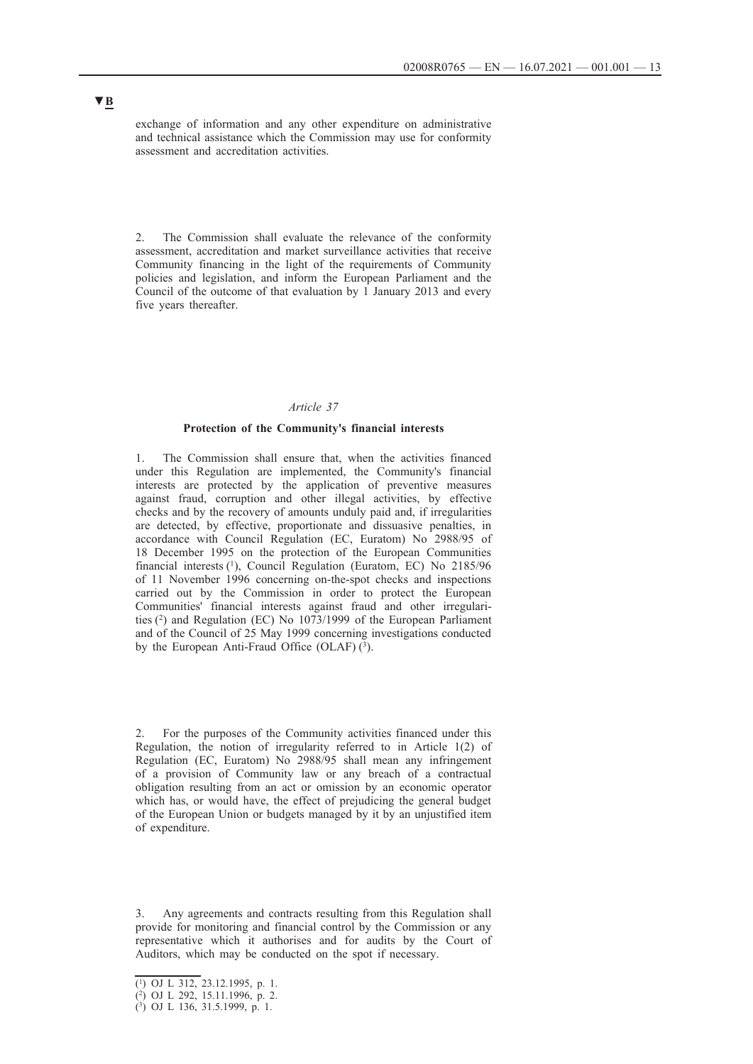▼B

exchange of information and any other expenditure on administrative and technical assistance which the Commission may use for conformity assessment and accreditation activities.

2. The Commission shall evaluate the relevance of the conformity assessment, accreditation and market surveillance activities that receive Community financing in the light of the requirements of Community policies and legislation, and inform the European Parliament and the Council of the outcome of that evaluation by 1 January 2013 and every five years thereafter.

*Article 37*

**Protection of the Community's financial interests**

1. The Commission shall ensure that, when the activities financed under this Regulation are implemented, the Community's financial interests are protected by the application of preventive measures against fraud, corruption and other illegal activities, by effective checks and by the recovery of amounts unduly paid and, if irregularities are detected, by effective, proportionate and dissuasive penalties, in accordance with Council Regulation (EC, Euratom) No 2988/95 of 18 December 1995 on the protection of the European Communities financial interests [1], Council Regulation (Euratom, EC) No 2185/96 of 11 November 1996 concerning on-the-spot checks and inspections carried out by the Commission in order to protect the European Communities' financial interests against fraud and other irregularities [2] and Regulation (EC) No 1073/1999 of the European Parliament and of the Council of 25 May 1999 concerning investigations conducted by the European Anti-Fraud Office (OLAF) [3].

2. For the purposes of the Community activities financed under this Regulation, the notion of irregularity referred to in Article 1(2) of Regulation (EC, Euratom) No 2988/95 shall mean any infringement of a provision of Community law or any breach of a contractual obligation resulting from an act or omission by an economic operator which has, or would have, the effect of prejudicing the general budget of the European Union or budgets managed by it by an unjustified item of expenditure.

3. Any agreements and contracts resulting from this Regulation shall provide for monitoring and financial control by the Commission or any representative which it authorises and for audits by the Court of Auditors, which may be conducted on the spot if necessary.

---

[1] OJ L 312, 23.12.1995, p. 1.

[2] OJ L 292, 15.11.1996, p. 2.

[3] OJ L 136, 31.5.1999, p. 1.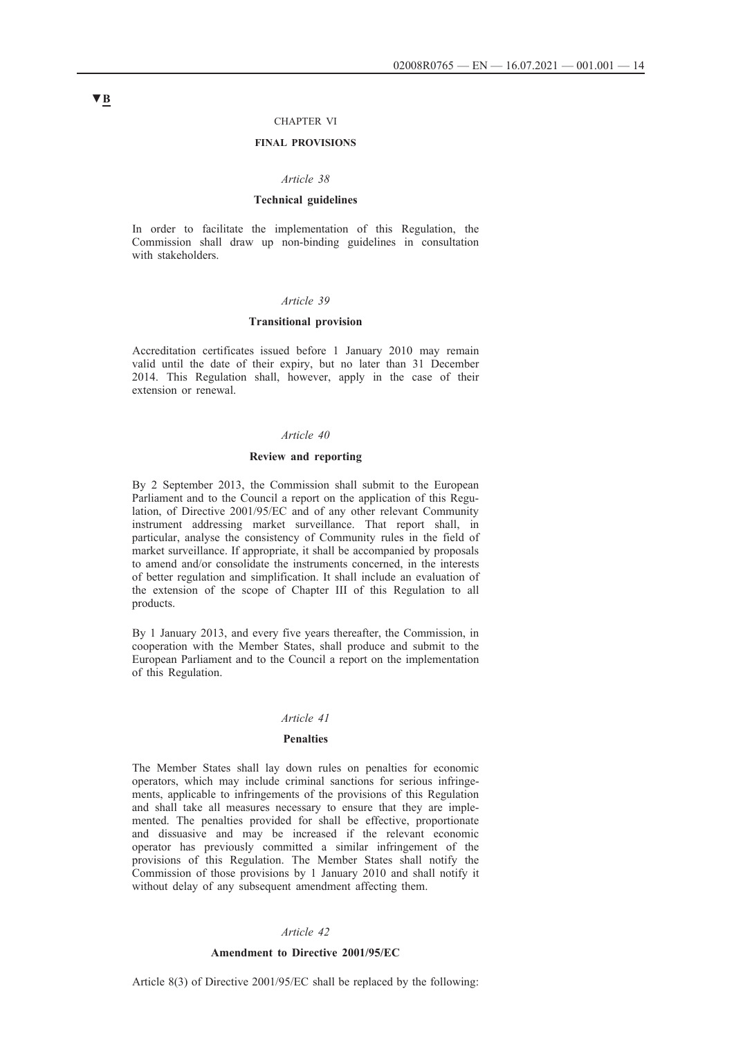▼B

CHAPTER VI

## FINAL PROVISIONS

*Article 38*

### Technical guidelines

In order to facilitate the implementation of this Regulation, the Commission shall draw up non-binding guidelines in consultation with stakeholders.

*Article 39*

### Transitional provision

Accreditation certificates issued before 1 January 2010 may remain valid until the date of their expiry, but no later than 31 December 2014. This Regulation shall, however, apply in the case of their extension or renewal.

*Article 40*

### Review and reporting

By 2 September 2013, the Commission shall submit to the European Parliament and to the Council a report on the application of this Regulation, of Directive 2001/95/EC and of any other relevant Community instrument addressing market surveillance. That report shall, in particular, analyse the consistency of Community rules in the field of market surveillance. If appropriate, it shall be accompanied by proposals to amend and/or consolidate the instruments concerned, in the interests of better regulation and simplification. It shall include an evaluation of the extension of the scope of Chapter III of this Regulation to all products.

By 1 January 2013, and every five years thereafter, the Commission, in cooperation with the Member States, shall produce and submit to the European Parliament and to the Council a report on the implementation of this Regulation.

*Article 41*

### Penalties

The Member States shall lay down rules on penalties for economic operators, which may include criminal sanctions for serious infringements, applicable to infringements of the provisions of this Regulation and shall take all measures necessary to ensure that they are implemented. The penalties provided for shall be effective, proportionate and dissuasive and may be increased if the relevant economic operator has previously committed a similar infringement of the provisions of this Regulation. The Member States shall notify the Commission of those provisions by 1 January 2010 and shall notify it without delay of any subsequent amendment affecting them.

*Article 42*

### Amendment to Directive 2001/95/EC

Article 8(3) of Directive 2001/95/EC shall be replaced by the following: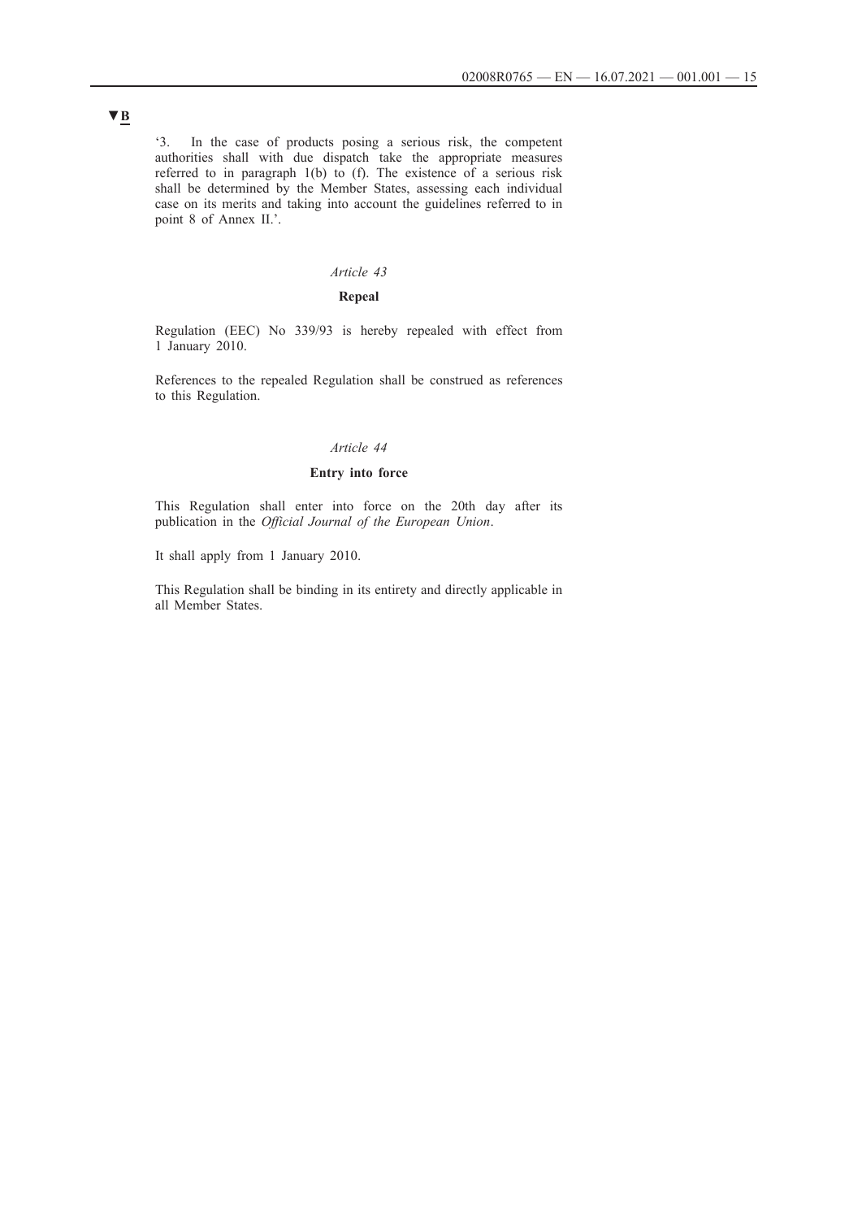**▼B**

'3. In the case of products posing a serious risk, the competent authorities shall with due dispatch take the appropriate measures referred to in paragraph 1(b) to (f). The existence of a serious risk shall be determined by the Member States, assessing each individual case on its merits and taking into account the guidelines referred to in point 8 of Annex II.'.

*Article 43*

**Repeal**

Regulation (EEC) No 339/93 is hereby repealed with effect from 1 January 2010.

References to the repealed Regulation shall be construed as references to this Regulation.

*Article 44*

**Entry into force**

This Regulation shall enter into force on the 20th day after its publication in the *Official Journal of the European Union*.

It shall apply from 1 January 2010.

This Regulation shall be binding in its entirety and directly applicable in all Member States.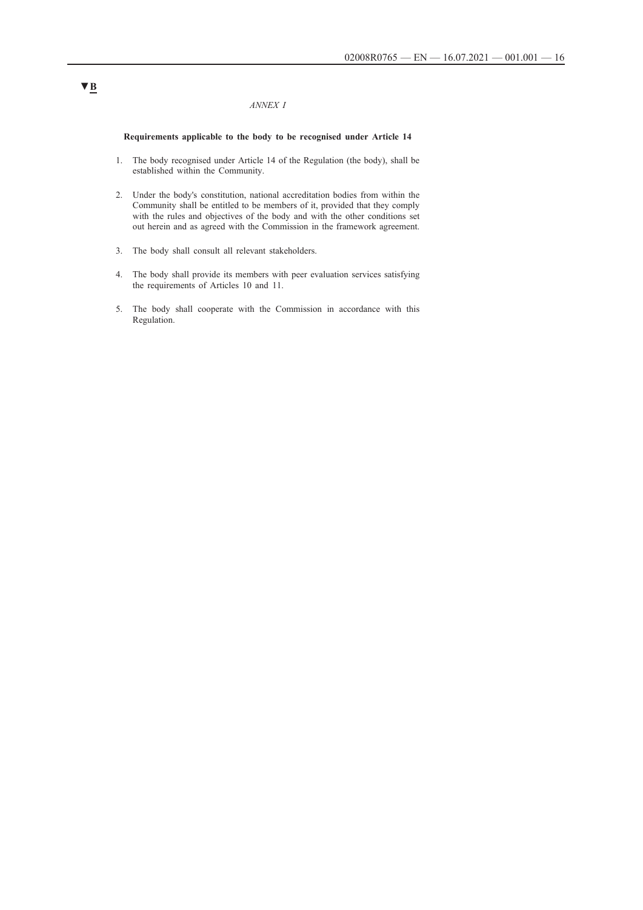▼B

*ANNEX I*

**Requirements applicable to the body to be recognised under Article 14**

1. The body recognised under Article 14 of the Regulation (the body), shall be established within the Community.

2. Under the body's constitution, national accreditation bodies from within the Community shall be entitled to be members of it, provided that they comply with the rules and objectives of the body and with the other conditions set out herein and as agreed with the Commission in the framework agreement.

3. The body shall consult all relevant stakeholders.

4. The body shall provide its members with peer evaluation services satisfying the requirements of Articles 10 and 11.

5. The body shall cooperate with the Commission in accordance with this Regulation.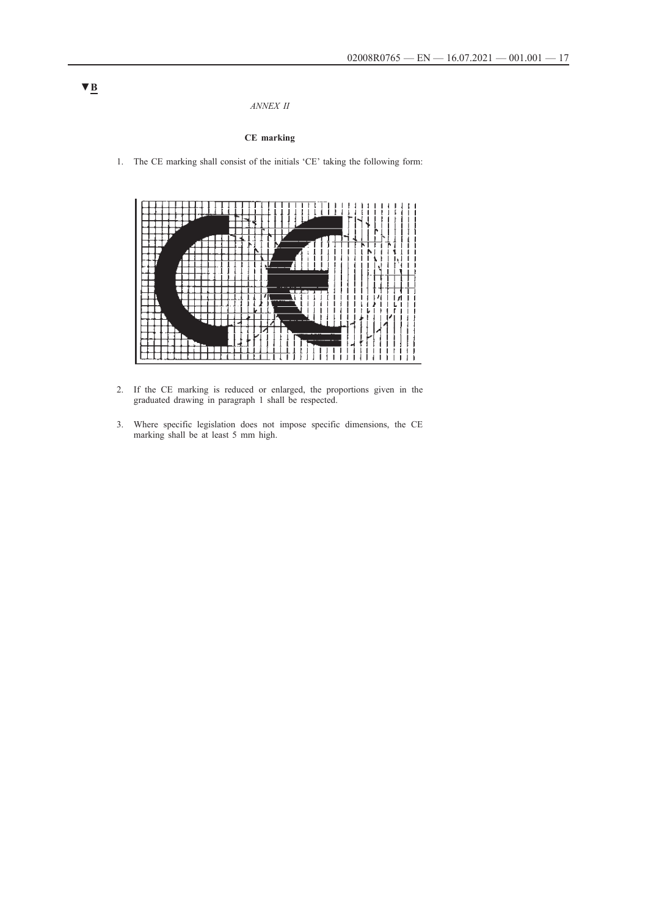▼B

*ANNEX II*

**CE marking**

1. The CE marking shall consist of the initials 'CE' taking the following form:

2. If the CE marking is reduced or enlarged, the proportions given in the graduated drawing in paragraph 1 shall be respected.

3. Where specific legislation does not impose specific dimensions, the CE marking shall be at least 5 mm high.